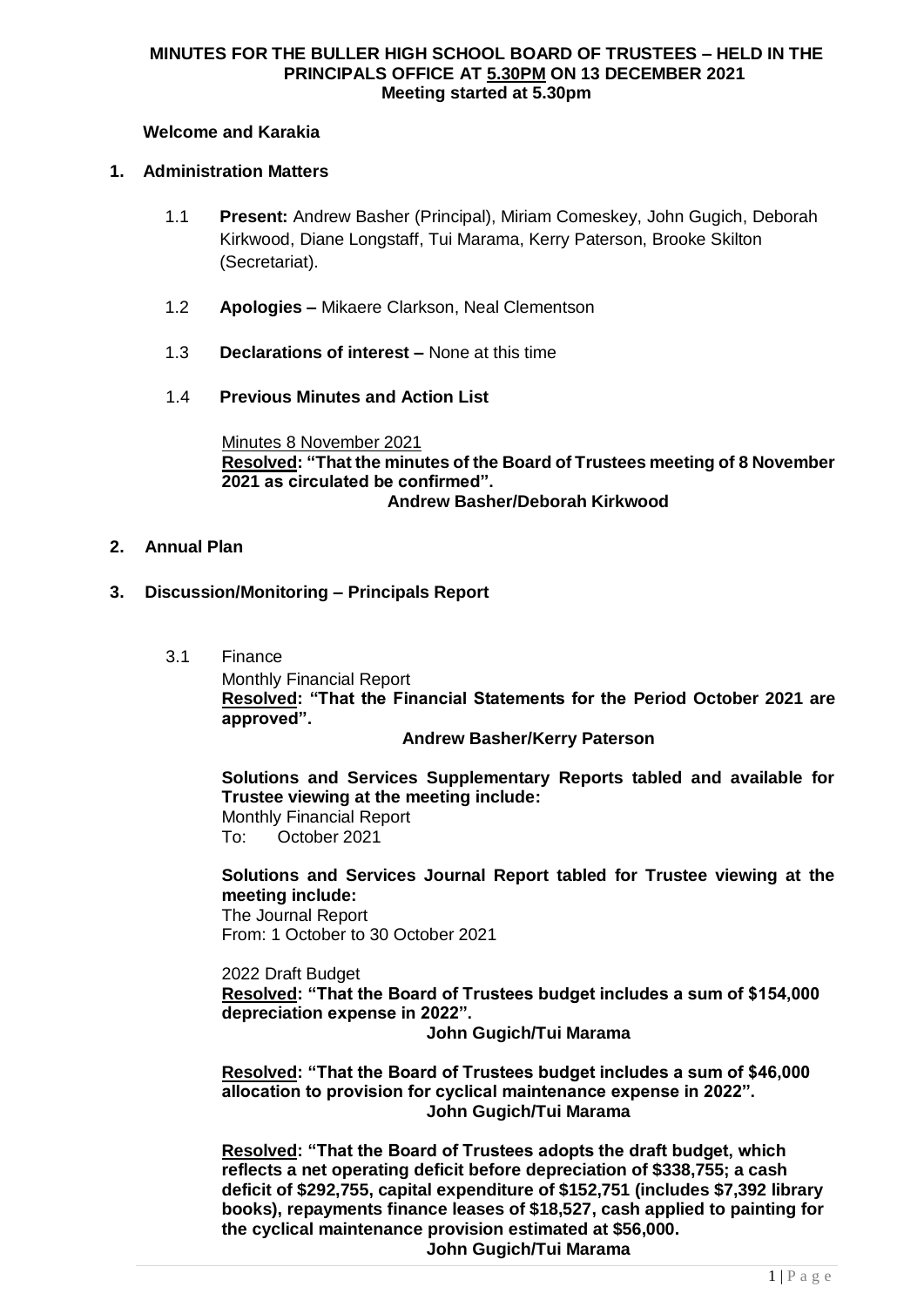**MINUTES FOR THE BULLER HIGH SCHOOL BOARD OF TRUSTEES – HELD IN THE PRINCIPALS OFFICE AT 5.30PM ON 13 DECEMBER 2021**
**Meeting started at 5.30pm**

**Welcome and Karakia**

## 1. Administration Matters

1.1 **Present:** Andrew Basher (Principal), Miriam Comeskey, John Gugich, Deborah Kirkwood, Diane Longstaff, Tui Marama, Kerry Paterson, Brooke Skilton (Secretariat).

1.2 **Apologies –** Mikaere Clarkson, Neal Clementson

1.3 **Declarations of interest –** None at this time

1.4 **Previous Minutes and Action List**

Minutes 8 November 2021
**Resolved: "That the minutes of the Board of Trustees meeting of 8 November 2021 as circulated be confirmed".**
**Andrew Basher/Deborah Kirkwood**

## 2. Annual Plan

## 3. Discussion/Monitoring – Principals Report

3.1 Finance

Monthly Financial Report
**Resolved: "That the Financial Statements for the Period October 2021 are approved".**
**Andrew Basher/Kerry Paterson**

**Solutions and Services Supplementary Reports tabled and available for Trustee viewing at the meeting include:**
Monthly Financial Report
To: October 2021

**Solutions and Services Journal Report tabled for Trustee viewing at the meeting include:**
The Journal Report
From: 1 October to 30 October 2021

2022 Draft Budget
**Resolved: "That the Board of Trustees budget includes a sum of $154,000 depreciation expense in 2022".**
**John Gugich/Tui Marama**

**Resolved: "That the Board of Trustees budget includes a sum of $46,000 allocation to provision for cyclical maintenance expense in 2022".**
**John Gugich/Tui Marama**

**Resolved: "That the Board of Trustees adopts the draft budget, which reflects a net operating deficit before depreciation of $338,755; a cash deficit of $292,755, capital expenditure of $152,751 (includes $7,392 library books), repayments finance leases of $18,527, cash applied to painting for the cyclical maintenance provision estimated at $56,000.**
**John Gugich/Tui Marama**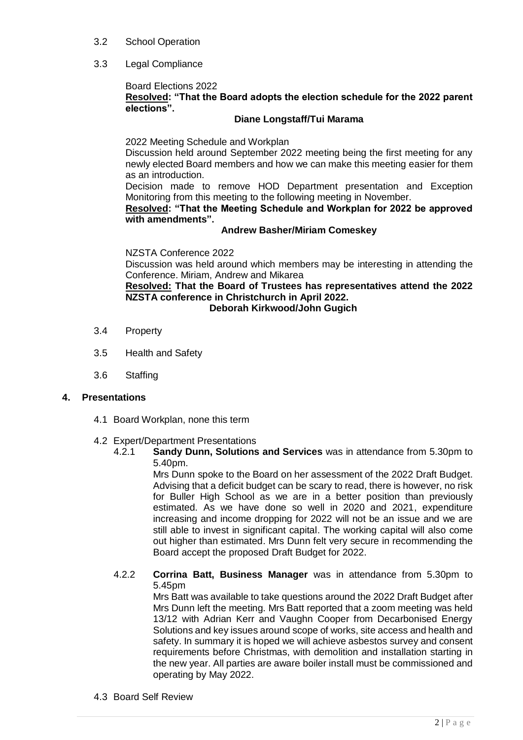3.2 School Operation

3.3 Legal Compliance

Board Elections 2022

**Resolved: "That the Board adopts the election schedule for the 2022 parent elections".**

**Diane Longstaff/Tui Marama**

2022 Meeting Schedule and Workplan

Discussion held around September 2022 meeting being the first meeting for any newly elected Board members and how we can make this meeting easier for them as an introduction.

Decision made to remove HOD Department presentation and Exception Monitoring from this meeting to the following meeting in November.

**Resolved: "That the Meeting Schedule and Workplan for 2022 be approved with amendments".**

**Andrew Basher/Miriam Comeskey**

NZSTA Conference 2022

Discussion was held around which members may be interesting in attending the Conference. Miriam, Andrew and Mikarea

**Resolved: That the Board of Trustees has representatives attend the 2022 NZSTA conference in Christchurch in April 2022.**

**Deborah Kirkwood/John Gugich**

3.4 Property

3.5 Health and Safety

3.6 Staffing

## 4. Presentations

4.1 Board Workplan, none this term

4.2 Expert/Department Presentations

4.2.1 **Sandy Dunn, Solutions and Services** was in attendance from 5.30pm to 5.40pm.

Mrs Dunn spoke to the Board on her assessment of the 2022 Draft Budget. Advising that a deficit budget can be scary to read, there is however, no risk for Buller High School as we are in a better position than previously estimated. As we have done so well in 2020 and 2021, expenditure increasing and income dropping for 2022 will not be an issue and we are still able to invest in significant capital. The working capital will also come out higher than estimated. Mrs Dunn felt very secure in recommending the Board accept the proposed Draft Budget for 2022.

4.2.2 **Corrina Batt, Business Manager** was in attendance from 5.30pm to 5.45pm

Mrs Batt was available to take questions around the 2022 Draft Budget after Mrs Dunn left the meeting. Mrs Batt reported that a zoom meeting was held 13/12 with Adrian Kerr and Vaughn Cooper from Decarbonised Energy Solutions and key issues around scope of works, site access and health and safety. In summary it is hoped we will achieve asbestos survey and consent requirements before Christmas, with demolition and installation starting in the new year. All parties are aware boiler install must be commissioned and operating by May 2022.

4.3 Board Self Review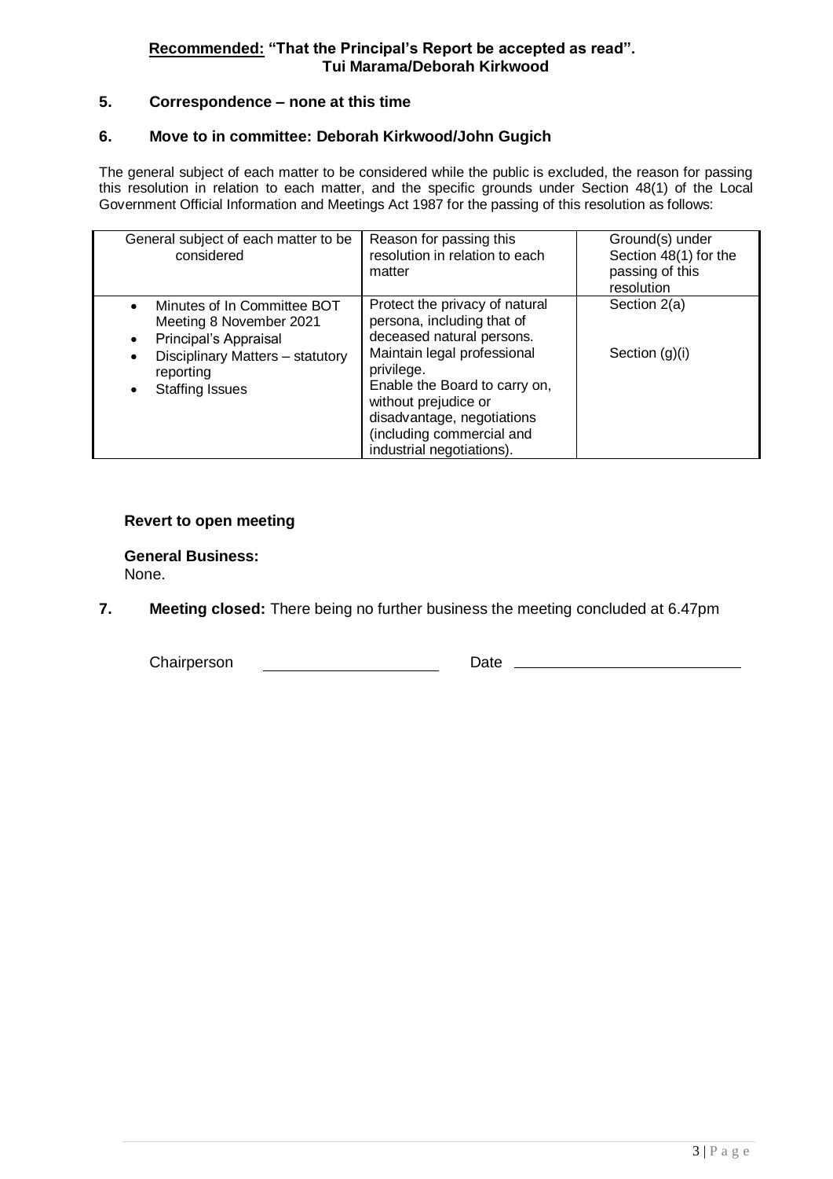**Recommended: "That the Principal's Report be accepted as read".**
**Tui Marama/Deborah Kirkwood**

**5. Correspondence – none at this time**

**6. Move to in committee: Deborah Kirkwood/John Gugich**

The general subject of each matter to be considered while the public is excluded, the reason for passing this resolution in relation to each matter, and the specific grounds under Section 48(1) of the Local Government Official Information and Meetings Act 1987 for the passing of this resolution as follows:

| General subject of each matter to be considered | Reason for passing this resolution in relation to each matter | Ground(s) under Section 48(1) for the passing of this resolution |
|---|---|---|
| • Minutes of In Committee BOT Meeting 8 November 2021<br>• Principal's Appraisal<br>• Disciplinary Matters – statutory reporting<br>• Staffing Issues | Protect the privacy of natural persona, including that of deceased natural persons.<br>Maintain legal professional privilege.<br>Enable the Board to carry on, without prejudice or disadvantage, negotiations (including commercial and industrial negotiations). | Section 2(a)<br><br>Section (g)(i) |

**Revert to open meeting**

**General Business:**
None.

**7. Meeting closed:** There being no further business the meeting concluded at 6.47pm

Chairperson ____________________ Date ____________________________